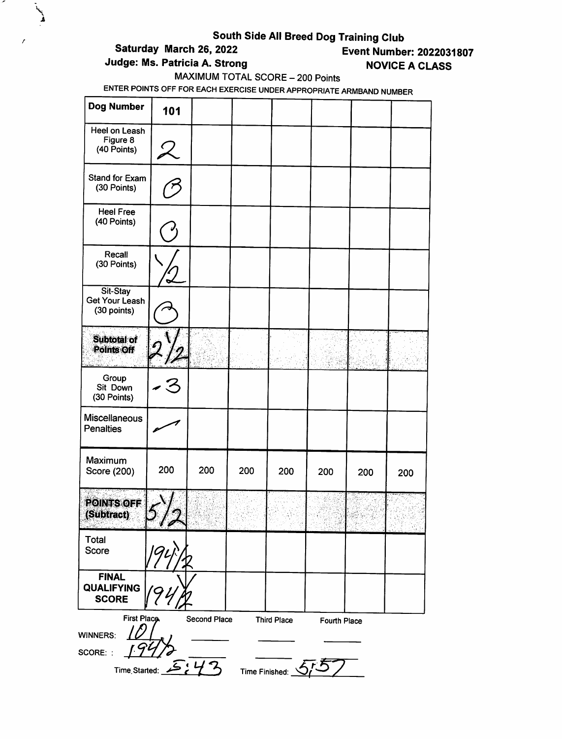# South Side All Breed Dog Training Club

**Saturday March 26, 2022** **Event Number: 2022031807**

**Judge: Ms. Patricia A. Strong** **NOVICE A CLASS**

MAXIMUM TOTAL SCORE – 200 Points

ENTER POINTS OFF FOR EACH EXERCISE UNDER APPROPRIATE ARMBAND NUMBER

| Dog Number | 101 | | | | | | |
|---|---|---|---|---|---|---|---|
| Heel on Leash Figure 8 (40 Points) | 2 | | | | | | |
| Stand for Exam (30 Points) | 0 | | | | | | |
| Heel Free (40 Points) | 0 | | | | | | |
| Recall (30 Points) | 1/2 | | | | | | |
| Sit-Stay Get Your Leash (30 points) | 0 | | | | | | |
| **Subtotal of Points Off** | 2 1/2 | | | | | | |
| Group Sit Down (30 Points) | -3 | | | | | | |
| Miscellaneous Penalties | — | | | | | | |
| Maximum Score (200) | 200 | 200 | 200 | 200 | 200 | 200 | 200 |
| **POINTS OFF (Subtract)** | 5 1/2 | | | | | | |
| Total Score | 194 1/2 | | | | | | |
| **FINAL QUALIFYING SCORE** | 194 1/2 | | | | | | |

| | First Place | Second Place | Third Place | Fourth Place |
|---|---|---|---|---|
| WINNERS: | 101 | | | |
| SCORE: : | 194 1/2 | | | |

Time Started: 5:43 Time Finished: 5:57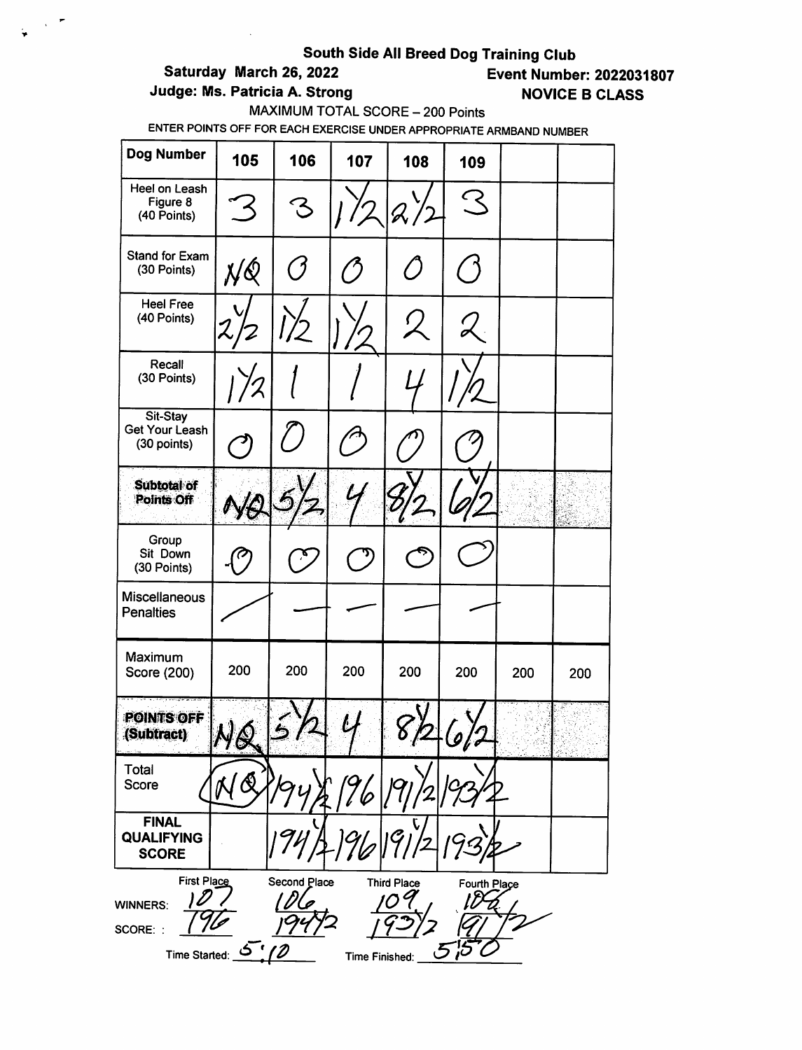# South Side All Breed Dog Training Club

**Saturday March 26, 2022** — **Event Number: 2022031807**

**Judge: Ms. Patricia A. Strong** — **NOVICE B CLASS**

MAXIMUM TOTAL SCORE – 200 Points

ENTER POINTS OFF FOR EACH EXERCISE UNDER APPROPRIATE ARMBAND NUMBER

| Dog Number | 105 | 106 | 107 | 108 | 109 | | |
|---|---|---|---|---|---|---|---|
| Heel on Leash Figure 8 (40 Points) | 3 | 3 | 1½ | 2½ | 3 | | |
| Stand for Exam (30 Points) | NQ | 0 | 0 | 0 | 0 | | |
| Heel Free (40 Points) | 2½ | 1½ | 1½ | 2 | 2 | | |
| Recall (30 Points) | 1½ | 1 | 1 | 4 | 1½ | | |
| Sit-Stay Get Your Leash (30 points) | 0 | 0 | 0 | 0 | 0 | | |
| **Subtotal of Points Off** | NQ | 5½ | 4 | 8½ | 6½ | | |
| Group Sit Down (30 Points) | 0 | 0 | 0 | 0 | 0 | | |
| Miscellaneous Penalties | — | — | — | — | — | | |
| Maximum Score (200) | 200 | 200 | 200 | 200 | 200 | 200 | 200 |
| **POINTS OFF (Subtract)** | NQ | 5½ | 4 | 8½ | 6½ | | |
| Total Score | NQ | 194½ | 196 | 191½ | 193½ | | |
| **FINAL QUALIFYING SCORE** | | 194½ | 196 | 191½ | 193½ | | |

| | First Place | Second Place | Third Place | Fourth Place |
|---|---|---|---|---|
| WINNERS: | 107 | 106 | 109 | 108 |
| SCORE: | 196 | 194½ | 193½ | 191½ |

Time Started: 5:10 Time Finished: 5:50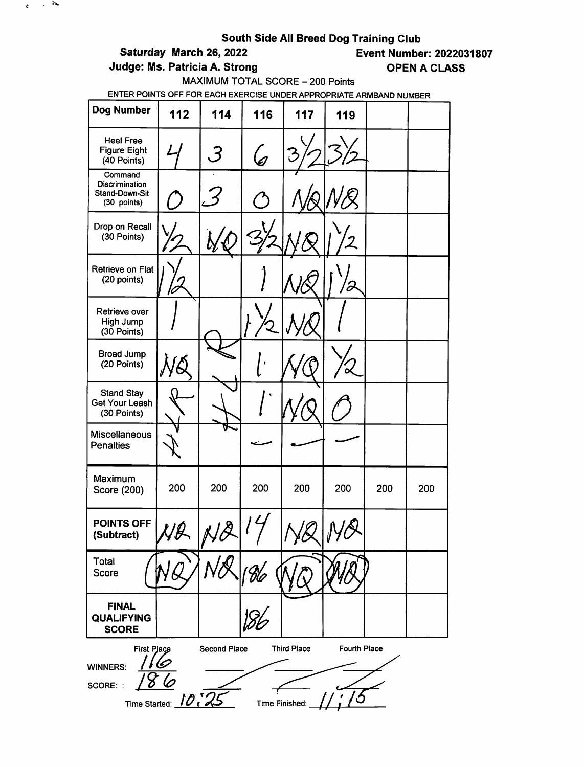**South Side All Breed Dog Training Club**

**Saturday March 26, 2022** **Event Number: 2022031807**

**Judge: Ms. Patricia A. Strong** **OPEN A CLASS**

MAXIMUM TOTAL SCORE – 200 Points

ENTER POINTS OFF FOR EACH EXERCISE UNDER APPROPRIATE ARMBAND NUMBER

| Dog Number | 112 | 114 | 116 | 117 | 119 | | |
|---|---|---|---|---|---|---|---|
| Heel Free Figure Eight (40 Points) | 4 | 3 | 6 | 3½ | 3½ | | |
| Command Discrimination Stand-Down-Sit (30 points) | 0 | 3 | 0 | NQ | NQ | | |
| Drop on Recall (30 Points) | ½ | NQ | 3½ | NQ | 1½ | | |
| Retrieve on Flat (20 points) | 1½ | | 1 | NQ | 1½ | | |
| Retrieve over High Jump (30 Points) | 1 | | 1½ | NQ | 1 | | |
| Broad Jump (20 Points) | NQ | | 1 | NQ | ½ | | |
| Stand Stay Get Your Leash (30 Points) | | | 1 | NQ | 0 | | |
| Miscellaneous Penalties | | | — | — | — | | |
| Maximum Score (200) | 200 | 200 | 200 | 200 | 200 | 200 | 200 |
| **POINTS OFF (Subtract)** | NQ | NQ | 14 | NQ | NQ | | |
| Total Score | NQ | NQ | 186 | NQ | NQ | | |
| **FINAL QUALIFYING SCORE** | | | 186 | | | | |

| | First Place | Second Place | Third Place | Fourth Place |
|---|---|---|---|---|
| WINNERS: | 116 | | | |
| SCORE: | 186 | | | |

Time Started: 10:25 Time Finished: 11:15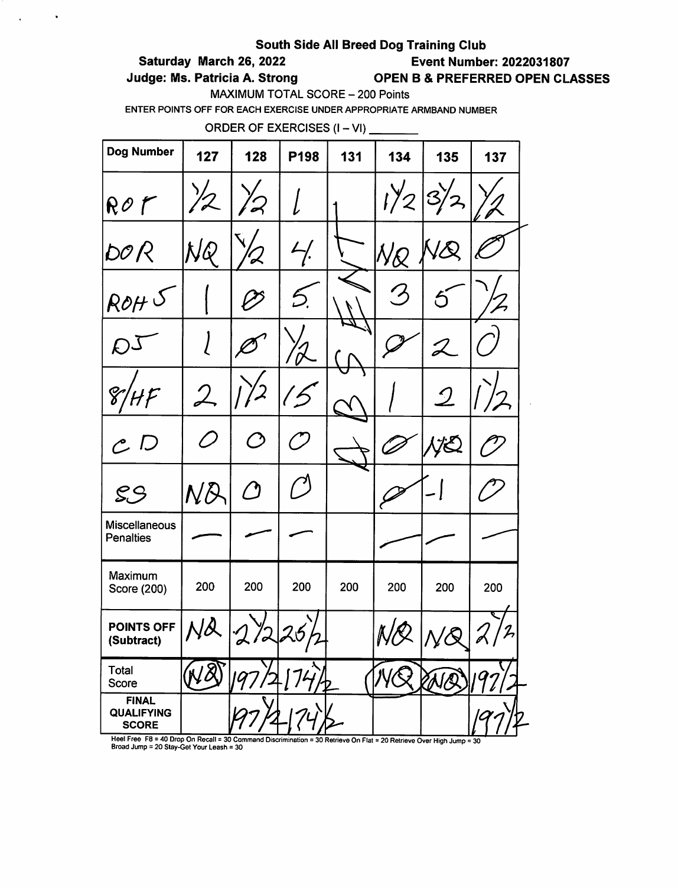**South Side All Breed Dog Training Club**

**Saturday March 26, 2022** — **Event Number: 2022031807**

**Judge: Ms. Patricia A. Strong** — **OPEN B & PREFERRED OPEN CLASSES**

MAXIMUM TOTAL SCORE – 200 Points

ENTER POINTS OFF FOR EACH EXERCISE UNDER APPROPRIATE ARMBAND NUMBER

ORDER OF EXERCISES (I – VI) ________

| Dog Number | 127 | 128 | P198 | 131 | 134 | 135 | 137 |
|---|---|---|---|---|---|---|---|
| ROF | 1/2 | 1/2 | 1 | ABSENT | 1 1/2 | 3 1/2 | 1/2 |
| DOR | NQ | 1/2 | 4 | | NQ | NQ | 0 |
| ROH 5 | 1 | 0 | 5 | | 3 | 5 | 1/2 |
| DJ | 1 | 0 | 1/2 | | 0 | 2 | 0 |
| 8/HF | 2 | 1 1/2 | 15 | | 1 | 2 | 1 1/2 |
| CD | 0 | 0 | 0 | | 0 | NQ | 0 |
| SS | NQ | 0 | 0 | | 0 | -1 | 0 |
| Miscellaneous Penalties | — | — | — | | — | — | — |
| Maximum Score (200) | 200 | 200 | 200 | 200 | 200 | 200 | 200 |
| **POINTS OFF (Subtract)** | NQ | 2 1/2 | 25 1/2 | | NQ | NQ | 2 1/2 |
| Total Score | NQ | 197 1/2 | 174 1/2 | | NQ | NQ | 197 1/2 |
| **FINAL QUALIFYING SCORE** | | 197 1/2 | 174 1/2 | | | | 197 1/2 |

Heel Free F8 = 40 Drop On Recall = 30 Command Discrimination = 30 Retrieve On Flat = 20 Retrieve Over High Jump = 30 Broad Jump = 20 Stay-Get Your Leash = 30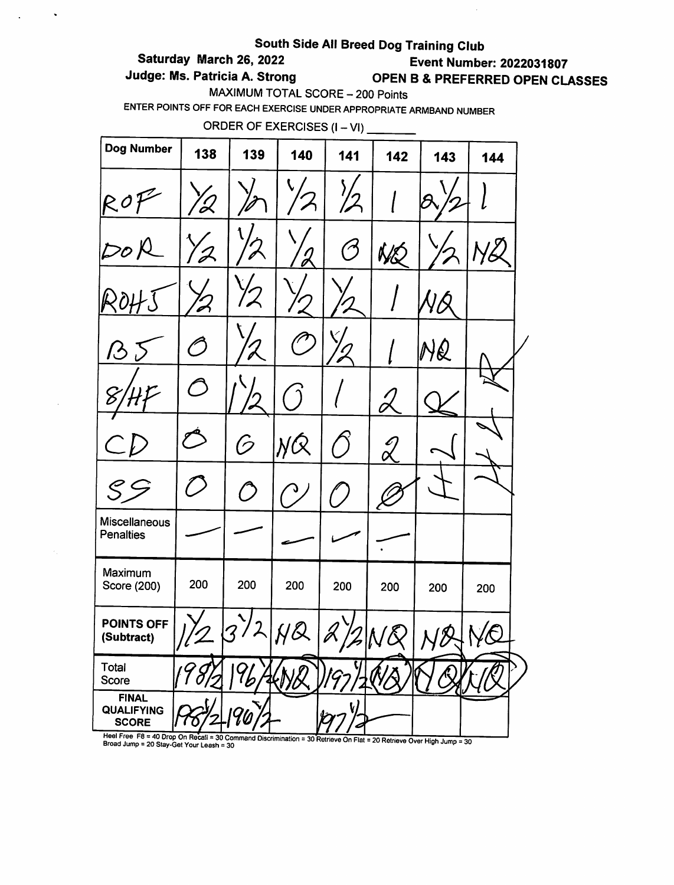**South Side All Breed Dog Training Club**

**Saturday March 26, 2022** **Event Number: 2022031807**

**Judge: Ms. Patricia A. Strong** **OPEN B & PREFERRED OPEN CLASSES**

MAXIMUM TOTAL SCORE – 200 Points

ENTER POINTS OFF FOR EACH EXERCISE UNDER APPROPRIATE ARMBAND NUMBER

ORDER OF EXERCISES (I – VI) ________

| Dog Number | 138 | 139 | 140 | 141 | 142 | 143 | 144 |
|---|---|---|---|---|---|---|---|
| ROF | 1/2 | 1/2 | 1/2 | 1/2 | 1 | 2 1/2 | 1 |
| DOR | 1/2 | 1/2 | 1/2 | 0 | NQ | 1/2 | NQ |
| ROHJ | 1/2 | 1/2 | 1/2 | 1/2 | 1 | NQ | |
| BJ | 0 | 1/2 | 0 | 1/2 | 1 | NQ | |
| 8/HF | 0 | 1 1/2 | 0 | 1 | 2 | | |
| CD | 0 | 0 | NQ | 0 | 2 | | |
| SG | 0 | 0 | 0 | 0 | 0 | | |
| Miscellaneous Penalties | — | — | — | — | — | | |
| Maximum Score (200) | 200 | 200 | 200 | 200 | 200 | 200 | 200 |
| POINTS OFF (Subtract) | 1 1/2 | 3 1/2 | NQ | 2 1/2 | NQ | NQ | NQ |
| Total Score | 198 1/2 | 196 1/2 | NQ | 197 1/2 | NQ | NQ | NQ |
| FINAL QUALIFYING SCORE | 198 1/2 | 196 1/2 | | 197 1/2 | | | |

Heel Free F8 = 40 Drop On Recall = 30 Command Discrimination = 30 Retrieve On Flat = 20 Retrieve Over High Jump = 30
Broad Jump = 20 Stay-Get Your Leash = 30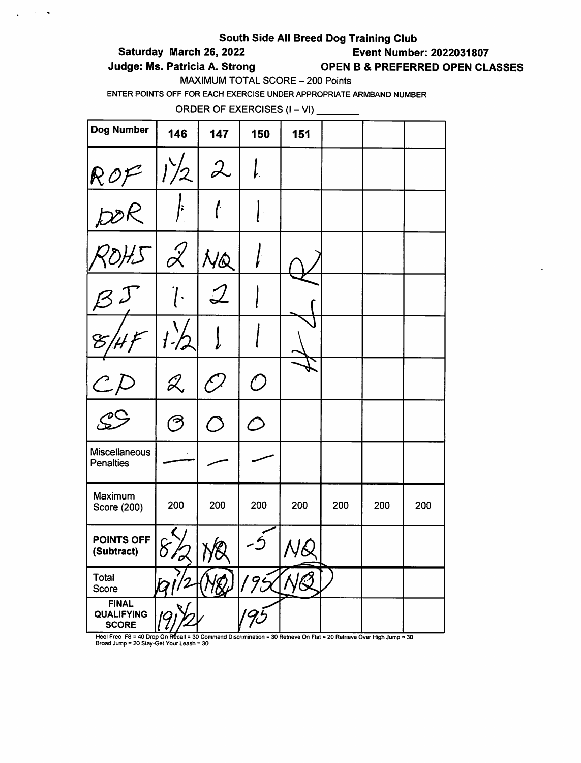**South Side All Breed Dog Training Club**

**Saturday March 26, 2022** **Event Number: 2022031807**

**Judge: Ms. Patricia A. Strong** **OPEN B & PREFERRED OPEN CLASSES**

MAXIMUM TOTAL SCORE – 200 Points

ENTER POINTS OFF FOR EACH EXERCISE UNDER APPROPRIATE ARMBAND NUMBER

ORDER OF EXERCISES (I – VI) ________

| Dog Number | 146 | 147 | 150 | 151 | | | |
|---|---|---|---|---|---|---|---|
| ROF | 1½ | 2 | 1 | | | | |
| DOR | 1 | 1 | 1 | | | | |
| ROHJ | 2 | NQ | 1 | NQ #2 | | | |
| BJ | 1 | 2 | 1 | | | | |
| 8/HF | 1½ | 1 | 1 | | | | |
| CP | 2 | 0 | 0 | | | | |
| SS | 0 | 0 | 0 | | | | |
| Miscellaneous Penalties | — | — | — | | | | |
| Maximum Score (200) | 200 | 200 | 200 | 200 | 200 | 200 | 200 |
| POINTS OFF (Subtract) | 8½ | NQ | -5 | NQ | | | |
| Total Score | 191½ | (NQ) | 195 | (NQ) | | | |
| FINAL QUALIFYING SCORE | 191½ | | 195 | | | | |

Heel Free F8 = 40 Drop On Recall = 30 Command Discrimination = 30 Retrieve On Flat = 20 Retrieve Over High Jump = 30 Broad Jump = 20 Stay-Get Your Leash = 30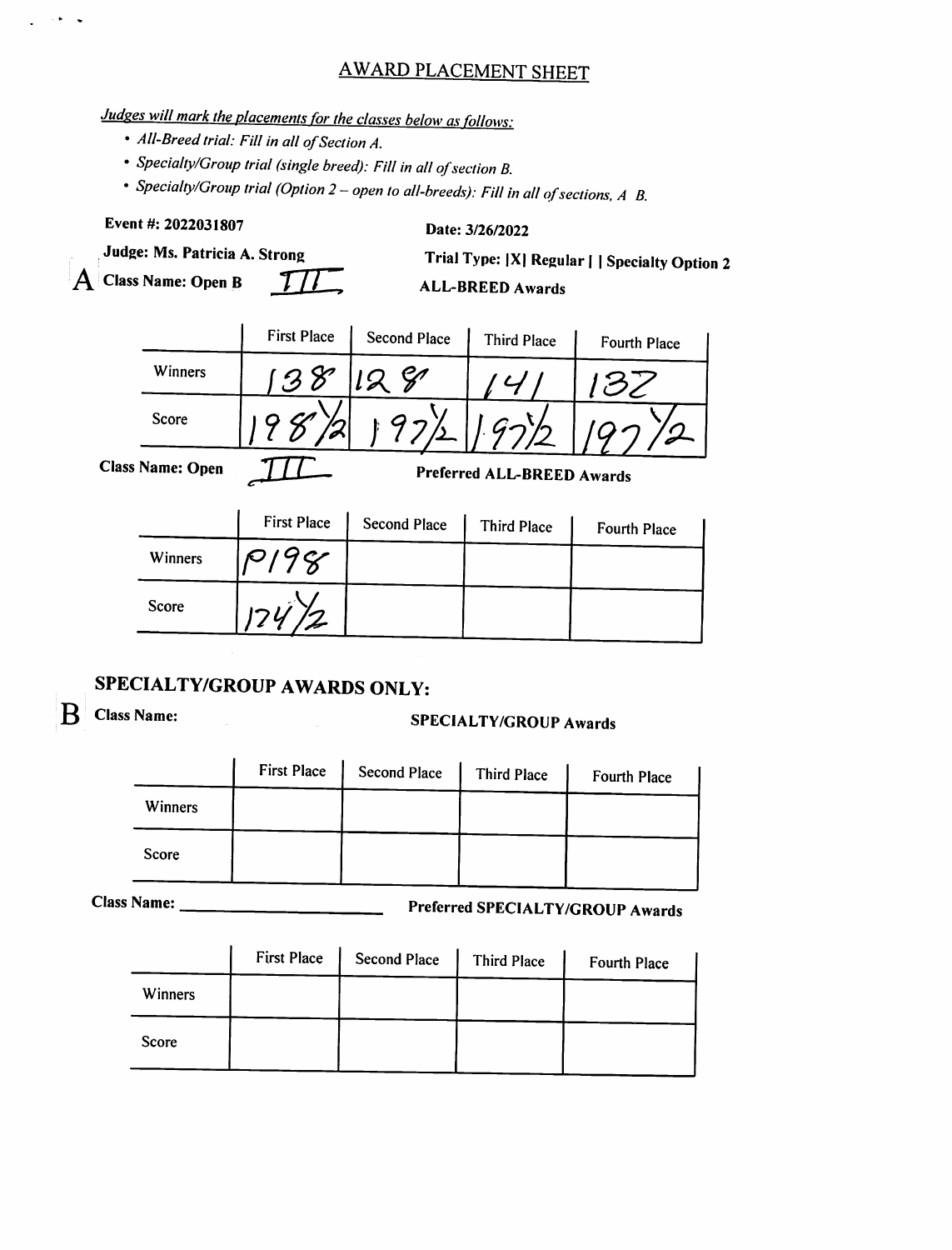# AWARD PLACEMENT SHEET

*Judges will mark the placements for the classes below as follows:*

- *All-Breed trial: Fill in all of Section A.*
- *Specialty/Group trial (single breed): Fill in all of section B.*
- *Specialty/Group trial (Option 2 – open to all-breeds): Fill in all of sections, A B.*

**Event #: 2022031807**

**Date: 3/26/2022**

**Judge: Ms. Patricia A. Strong**

**Trial Type: |X| Regular | | Specialty Option 2**

**A Class Name: Open B** III

**ALL-BREED Awards**

| | First Place | Second Place | Third Place | Fourth Place |
|---|---|---|---|---|
| Winners | 138 | 128 | 141 | 132 |
| Score | 198½ | 197½ | 197½ | 197½ |

**Class Name: Open** III

**Preferred ALL-BREED Awards**

| | First Place | Second Place | Third Place | Fourth Place |
|---|---|---|---|---|
| Winners | P198 | | | |
| Score | 174½ | | | |

## SPECIALTY/GROUP AWARDS ONLY:

**B Class Name:**

**SPECIALTY/GROUP Awards**

| | First Place | Second Place | Third Place | Fourth Place |
|---|---|---|---|---|
| Winners | | | | |
| Score | | | | |

**Class Name:** ______________________

**Preferred SPECIALTY/GROUP Awards**

| | First Place | Second Place | Third Place | Fourth Place |
|---|---|---|---|---|
| Winners | | | | |
| Score | | | | |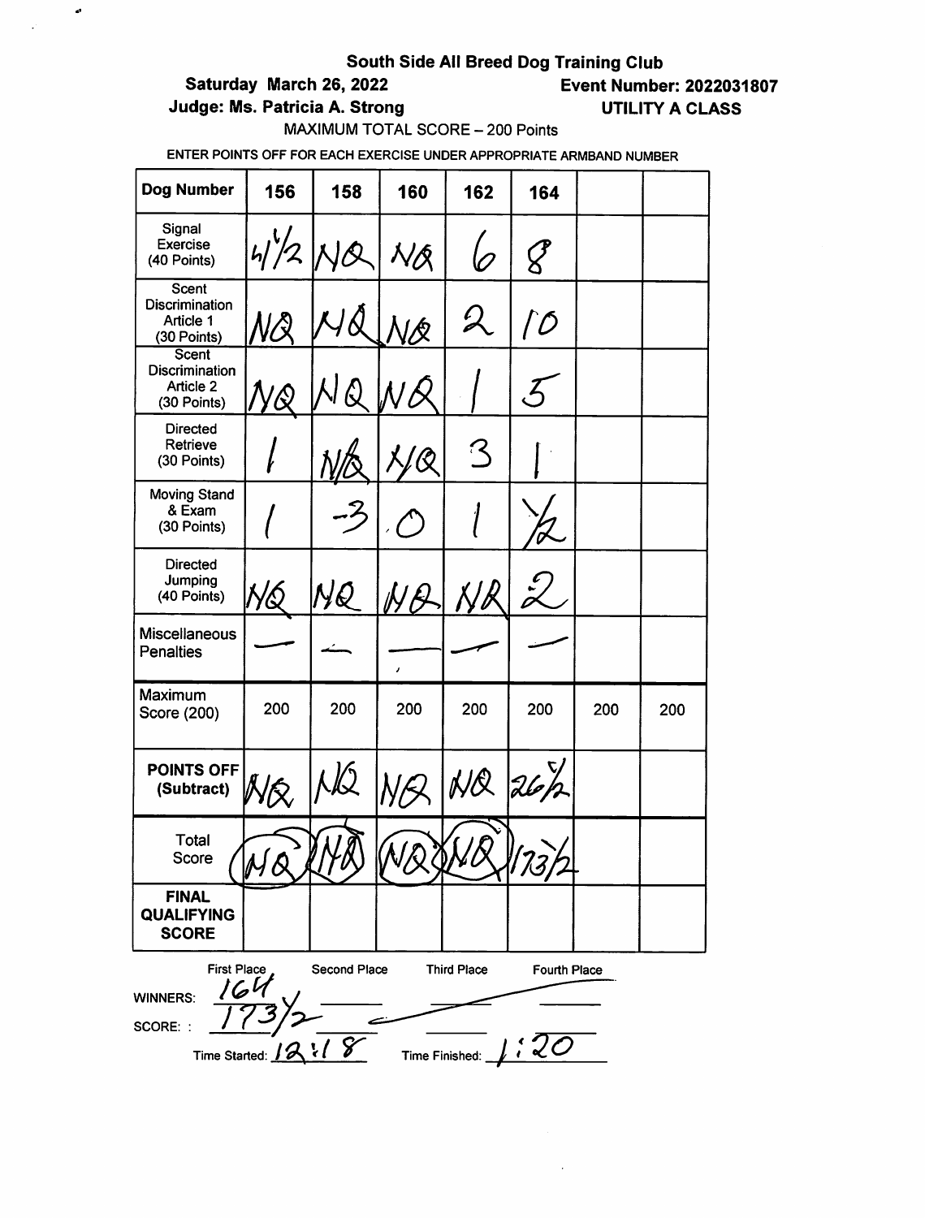**South Side All Breed Dog Training Club**

**Saturday March 26, 2022** **Event Number: 2022031807**

**Judge: Ms. Patricia A. Strong** **UTILITY A CLASS**

MAXIMUM TOTAL SCORE – 200 Points

ENTER POINTS OFF FOR EACH EXERCISE UNDER APPROPRIATE ARMBAND NUMBER

| Dog Number | 156 | 158 | 160 | 162 | 164 | | |
|---|---|---|---|---|---|---|---|
| Signal Exercise (40 Points) | 4 1/2 | NQ | NQ | 6 | 8 | | |
| Scent Discrimination Article 1 (30 Points) | NQ | NQ | NQ | 2 | 10 | | |
| Scent Discrimination Article 2 (30 Points) | NQ | NQ | NQ | 1 | 5 | | |
| Directed Retrieve (30 Points) | 1 | NQ | NQ | 3 | 1 | | |
| Moving Stand & Exam (30 Points) | 1 | -3 | 0 | 1 | 1/2 | | |
| Directed Jumping (40 Points) | NQ | NQ | NQ | NQ | 2 | | |
| Miscellaneous Penalties | — | — | — | — | — | | |
| Maximum Score (200) | 200 | 200 | 200 | 200 | 200 | 200 | 200 |
| POINTS OFF (Subtract) | NQ | NQ | NQ | NQ | 26 1/2 | | |
| Total Score | NQ | NQ | NQ | NQ | 173 1/2 | | |
| FINAL QUALIFYING SCORE | | | | | | | |

| | First Place | Second Place | Third Place | Fourth Place |
|---|---|---|---|---|
| WINNERS: | 164 | | | |
| SCORE: | 173 1/2 | | | |

Time Started: 12:18 Time Finished: 1:20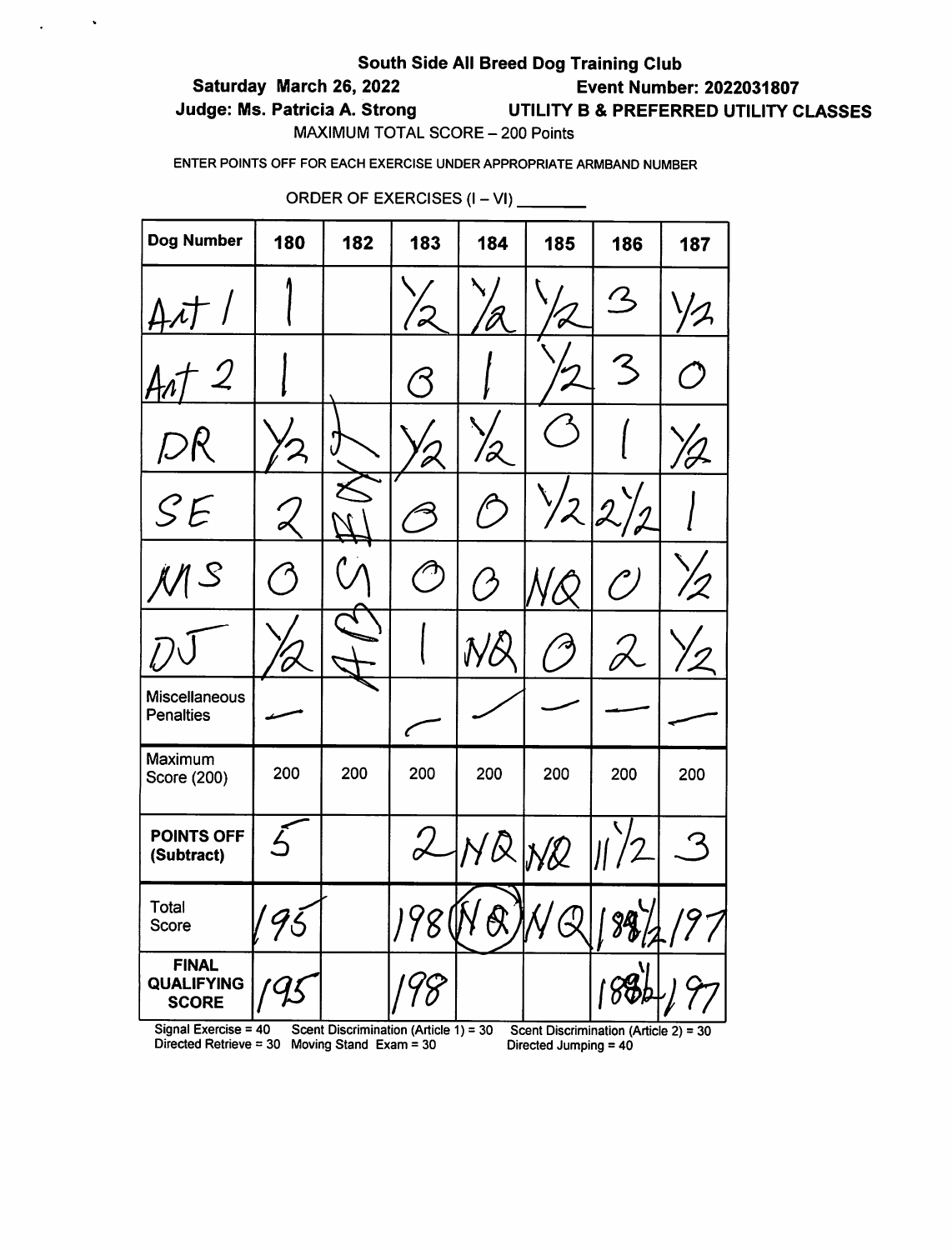# South Side All Breed Dog Training Club

**Saturday March 26, 2022** **Event Number: 2022031807**

**Judge: Ms. Patricia A. Strong** **UTILITY B & PREFERRED UTILITY CLASSES**

MAXIMUM TOTAL SCORE – 200 Points

ENTER POINTS OFF FOR EACH EXERCISE UNDER APPROPRIATE ARMBAND NUMBER

ORDER OF EXERCISES (I – VI) ________

| Dog Number | 180 | 182 | 183 | 184 | 185 | 186 | 187 |
|---|---|---|---|---|---|---|---|
| Art 1 | 1 | ABSENT | 1/2 | 1/2 | 1/2 | 3 | 1/2 |
| Art 2 | 1 | | 0 | 1 | 1/2 | 3 | 0 |
| DR | 1/2 | | 1/2 | 1/2 | 0 | 1 | 1/2 |
| SE | 2 | | 0 | 0 | 1/2 | 2 1/2 | 1 |
| MS | 0 | | 0 | 0 | NQ | 0 | 1/2 |
| DJ | 1/2 | | 1 | NQ | 0 | 2 | 1/2 |
| Miscellaneous Penalties | — | | — | — | — | — | — |
| Maximum Score (200) | 200 | 200 | 200 | 200 | 200 | 200 | 200 |
| POINTS OFF (Subtract) | 5 | | 2 | NQ | NQ | 11 1/2 | 3 |
| Total Score | 195 | | 198 | NQ | NQ | 188 1/2 | 197 |
| FINAL QUALIFYING SCORE | 195 | | 198 | | | 188 1/2 | 197 |

Signal Exercise = 40 Scent Discrimination (Article 1) = 30 Scent Discrimination (Article 2) = 30
Directed Retrieve = 30 Moving Stand Exam = 30 Directed Jumping = 40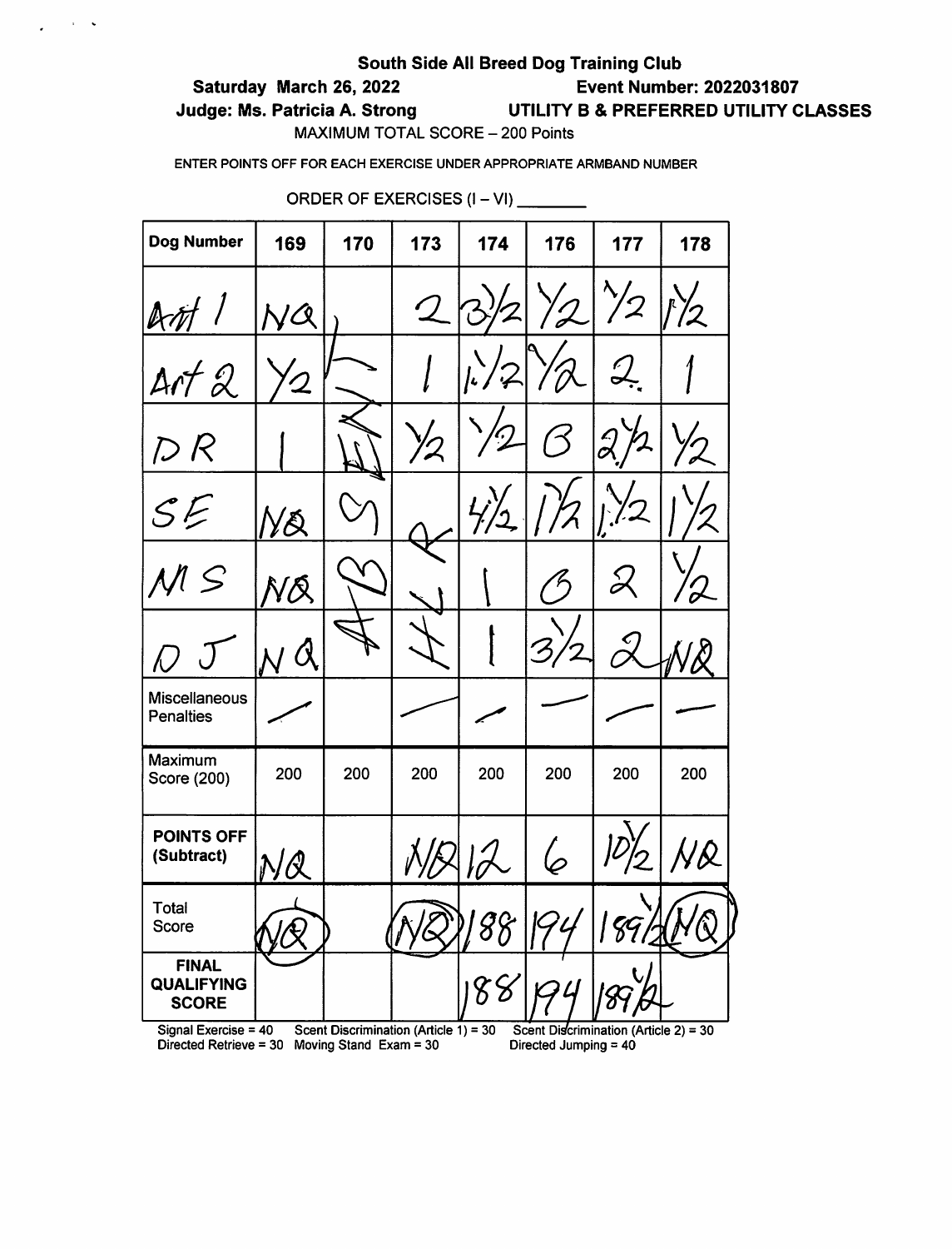**South Side All Breed Dog Training Club**

**Saturday March 26, 2022** **Event Number: 2022031807**

**Judge: Ms. Patricia A. Strong** **UTILITY B & PREFERRED UTILITY CLASSES**

MAXIMUM TOTAL SCORE – 200 Points

ENTER POINTS OFF FOR EACH EXERCISE UNDER APPROPRIATE ARMBAND NUMBER

ORDER OF EXERCISES (I – VI) ________

| Dog Number | 169 | 170 | 173 | 174 | 176 | 177 | 178 |
|---|---|---|---|---|---|---|---|
| Art 1 | NQ | ABSENT | 2 | 3½ | ½ | ½ | 1½ |
| Art 2 | ½ | | 1 | 1½ | ½ | 2 | 1 |
| DR | 1 | | ½ | ½ | 0 | 2½ | ½ |
| SE | NQ | | NQ | 4½ | 1½ | 1½ | 1½ |
| MS | NQ | | | 1 | 0 | 2 | ½ |
| DJ | NQ | | | 1 | 3½ | 2 | NQ |
| Miscellaneous Penalties | — | | — | — | — | — | — |
| Maximum Score (200) | 200 | 200 | 200 | 200 | 200 | 200 | 200 |
| POINTS OFF (Subtract) | NQ | | NQ | 12 | 6 | 10½ | NQ |
| Total Score | NQ | | NQ | 188 | 194 | 189½ | NQ |
| FINAL QUALIFYING SCORE | | | | 188 | 194 | 189½ | |

Signal Exercise = 40 Scent Discrimination (Article 1) = 30 Scent Discrimination (Article 2) = 30
Directed Retrieve = 30 Moving Stand Exam = 30 Directed Jumping = 40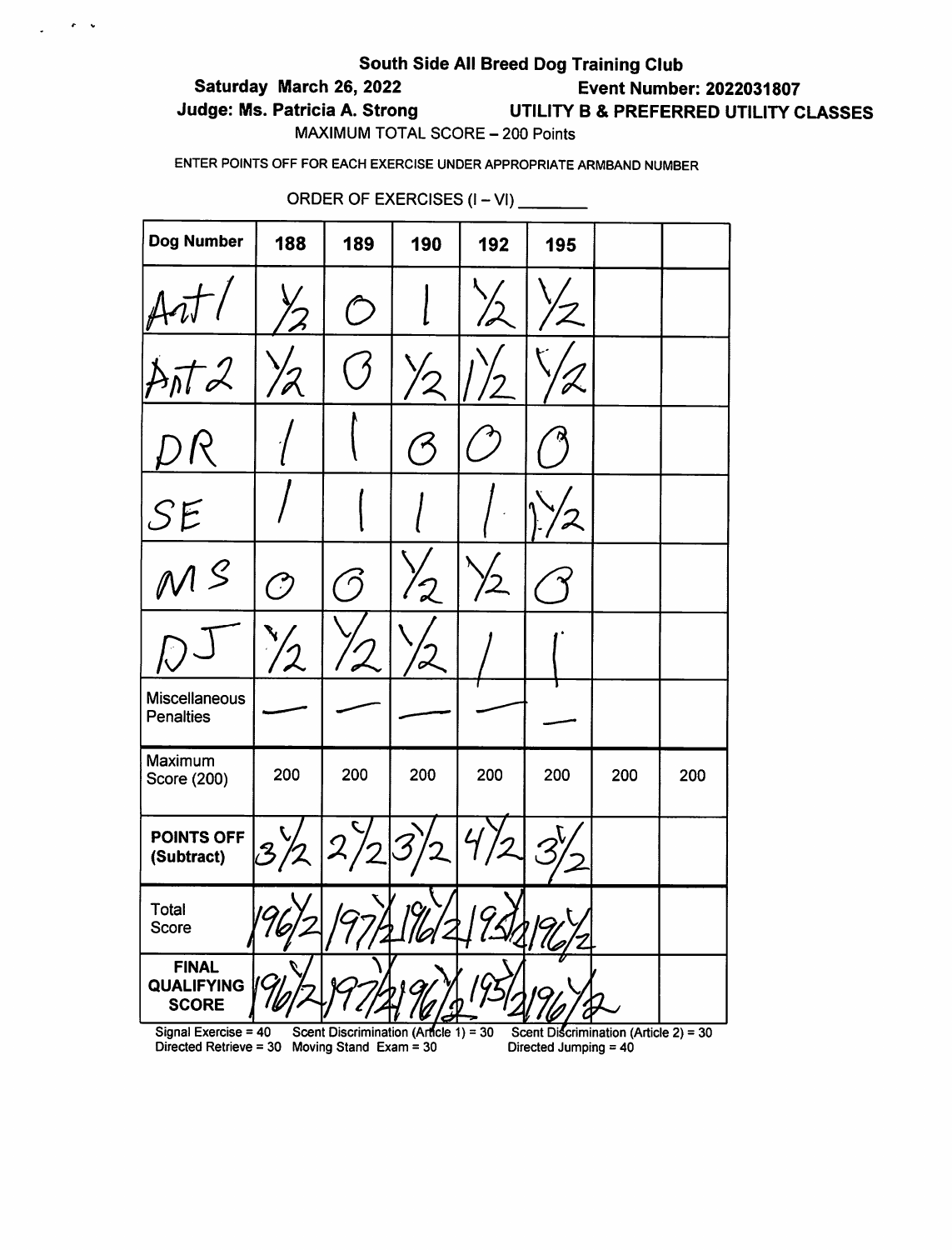**South Side All Breed Dog Training Club**

**Saturday March 26, 2022** **Event Number: 2022031807**

**Judge: Ms. Patricia A. Strong** **UTILITY B & PREFERRED UTILITY CLASSES**

MAXIMUM TOTAL SCORE – 200 Points

ENTER POINTS OFF FOR EACH EXERCISE UNDER APPROPRIATE ARMBAND NUMBER

ORDER OF EXERCISES (I – VI) ________

| Dog Number | 188 | 189 | 190 | 192 | 195 | | |
|---|---|---|---|---|---|---|---|
| Art 1 | 1/2 | 0 | 1 | 1/2 | 1/2 | | |
| Art 2 | 1/2 | 0 | 1/2 | 1 1/2 | 1/2 | | |
| DR | 1 | 1 | 0 | 0 | 0 | | |
| SE | 1 | 1 | 1 | 1 | 1 1/2 | | |
| MS | 0 | 0 | 1/2 | 1/2 | 0 | | |
| DJ | 1/2 | 1/2 | 1/2 | 1 | 1 | | |
| Miscellaneous Penalties | — | — | — | — | — | | |
| Maximum Score (200) | 200 | 200 | 200 | 200 | 200 | 200 | 200 |
| **POINTS OFF (Subtract)** | 3 1/2 | 2 1/2 | 3 1/2 | 4 1/2 | 3 1/2 | | |
| Total Score | 196 1/2 | 197 1/2 | 196 1/2 | 195 1/2 | 196 1/2 | | |
| **FINAL QUALIFYING SCORE** | 196 1/2 | 197 1/2 | 196 1/2 | 195 1/2 | 196 1/2 | | |

Signal Exercise = 40 Scent Discrimination (Article 1) = 30 Scent Discrimination (Article 2) = 30
Directed Retrieve = 30 Moving Stand Exam = 30 Directed Jumping = 40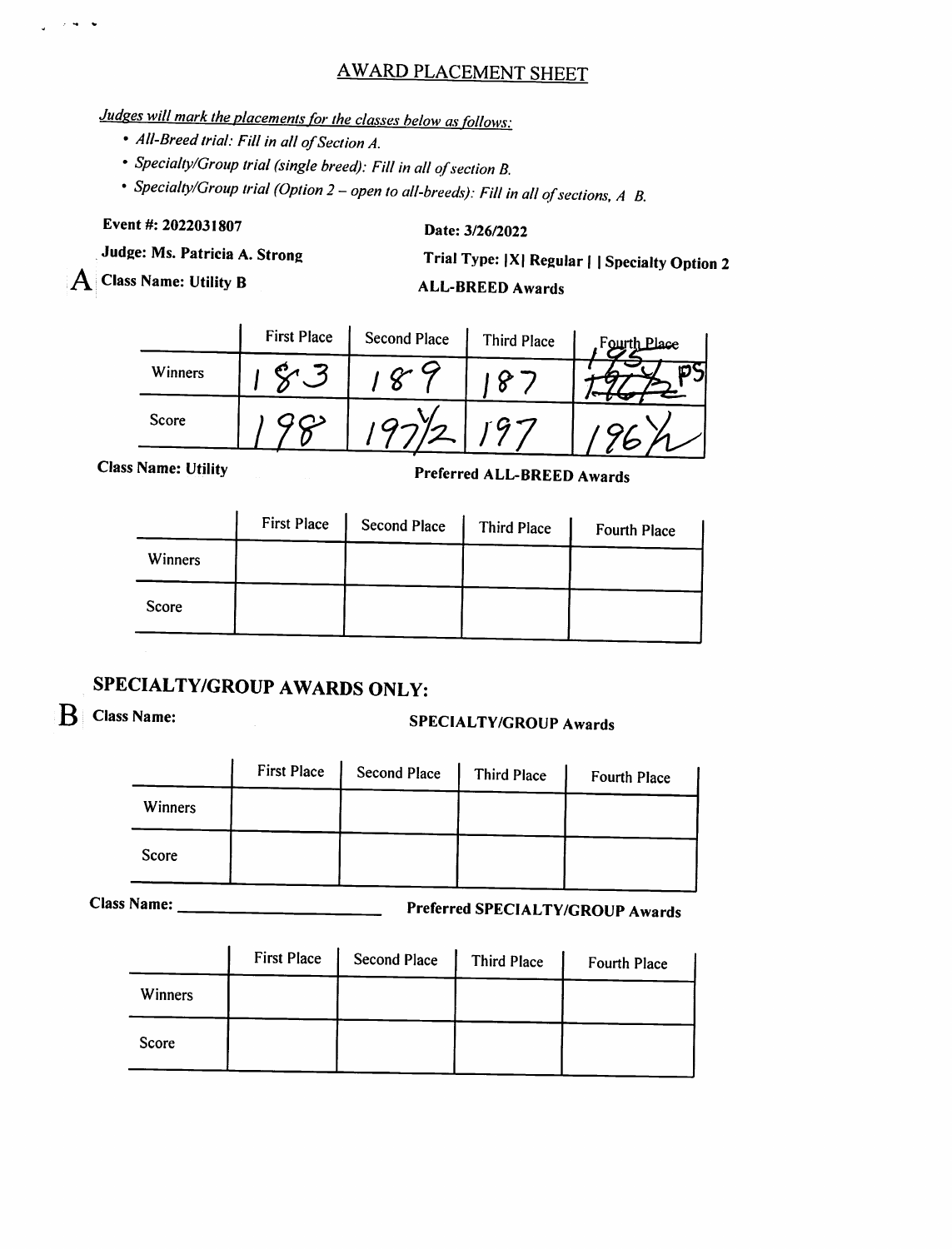# AWARD PLACEMENT SHEET

*Judges will mark the placements for the classes below as follows:*

- *All-Breed trial: Fill in all of Section A.*
- *Specialty/Group trial (single breed): Fill in all of section B.*
- *Specialty/Group trial (Option 2 – open to all-breeds): Fill in all of sections, A B.*

**Event #: 2022031807**

**Date: 3/26/2022**

**Judge: Ms. Patricia A. Strong**

**Trial Type: |X| Regular | | Specialty Option 2**

## A

**Class Name: Utility B** — **ALL-BREED Awards**

| | First Place | Second Place | Third Place | Fourth Place |
|---|---|---|---|---|
| Winners | 183 | 189 | 187 | 195 ~~196~~ PS |
| Score | 198 | 197½ | 197 | 196½ |

**Class Name: Utility** — **Preferred ALL-BREED Awards**

| | First Place | Second Place | Third Place | Fourth Place |
|---|---|---|---|---|
| Winners | | | | |
| Score | | | | |

## SPECIALTY/GROUP AWARDS ONLY:

## B

**Class Name:** — **SPECIALTY/GROUP Awards**

| | First Place | Second Place | Third Place | Fourth Place |
|---|---|---|---|---|
| Winners | | | | |
| Score | | | | |

**Class Name:** ______________________ — **Preferred SPECIALTY/GROUP Awards**

| | First Place | Second Place | Third Place | Fourth Place |
|---|---|---|---|---|
| Winners | | | | |
| Score | | | | |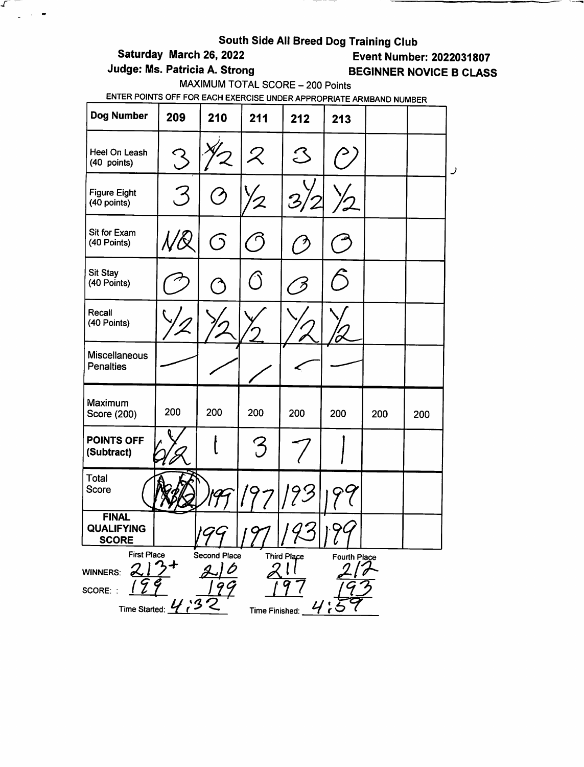# South Side All Breed Dog Training Club

**Saturday March 26, 2022** **Event Number: 2022031807**

**Judge: Ms. Patricia A. Strong** **BEGINNER NOVICE B CLASS**

MAXIMUM TOTAL SCORE – 200 Points

ENTER POINTS OFF FOR EACH EXERCISE UNDER APPROPRIATE ARMBAND NUMBER

| Dog Number | 209 | 210 | 211 | 212 | 213 | | |
|---|---|---|---|---|---|---|---|
| Heel On Leash (40 points) | 3 | 1/2 | 2 | 3 | 0 | | |
| Figure Eight (40 points) | 3 | 0 | 1/2 | 3 1/2 | 1/2 | | |
| Sit for Exam (40 Points) | NQ | 0 | 0 | 0 | 0 | | |
| Sit Stay (40 Points) | 0 | 0 | 0 | 0 | 0 | | |
| Recall (40 Points) | 1/2 | 1/2 | 1/2 | 1/2 | 1/2 | | |
| Miscellaneous Penalties | — | — | — | — | — | | |
| Maximum Score (200) | 200 | 200 | 200 | 200 | 200 | 200 | 200 |
| **POINTS OFF (Subtract)** | 6 1/2 | 1 | 3 | 7 | 1 | | |
| Total Score | NQ | 199 | 197 | 193 | 199 | | |
| **FINAL QUALIFYING SCORE** | | 199 | 197 | 193 | 199 | | |

| | First Place | Second Place | Third Place | Fourth Place |
|---|---|---|---|---|
| WINNERS: | 213+ | 210 | 211 | 212 |
| SCORE: | 199 | 199 | 197 | 193 |

Time Started: 4:32 Time Finished: 4:59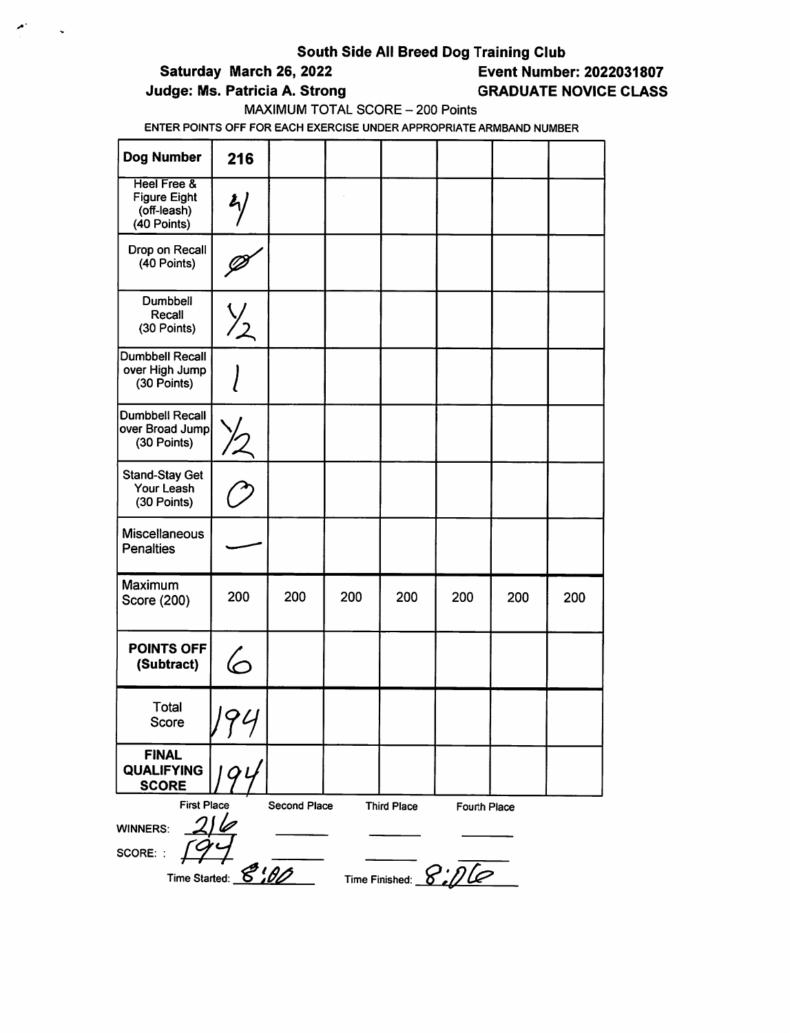**South Side All Breed Dog Training Club**

**Saturday March 26, 2022** **Event Number: 2022031807**

**Judge: Ms. Patricia A. Strong** **GRADUATE NOVICE CLASS**

MAXIMUM TOTAL SCORE – 200 Points

ENTER POINTS OFF FOR EACH EXERCISE UNDER APPROPRIATE ARMBAND NUMBER

| **Dog Number** | **216** | | | | | | |
|---|---|---|---|---|---|---|---|
| Heel Free & Figure Eight (off-leash) (40 Points) | 4 | | | | | | |
| Drop on Recall (40 Points) | Ø | | | | | | |
| Dumbbell Recall (30 Points) | ½ | | | | | | |
| Dumbbell Recall over High Jump (30 Points) | 1 | | | | | | |
| Dumbbell Recall over Broad Jump (30 Points) | ½ | | | | | | |
| Stand-Stay Get Your Leash (30 Points) | 0 | | | | | | |
| Miscellaneous Penalties | — | | | | | | |
| Maximum Score (200) | 200 | 200 | 200 | 200 | 200 | 200 | 200 |
| **POINTS OFF (Subtract)** | 6 | | | | | | |
| Total Score | 194 | | | | | | |
| **FINAL QUALIFYING SCORE** | 194 | | | | | | |

| | First Place | Second Place | Third Place | Fourth Place |
|---|---|---|---|---|
| WINNERS: | 216 | | | |
| SCORE: | 194 | | | |

Time Started: 8:00 Time Finished: 8:06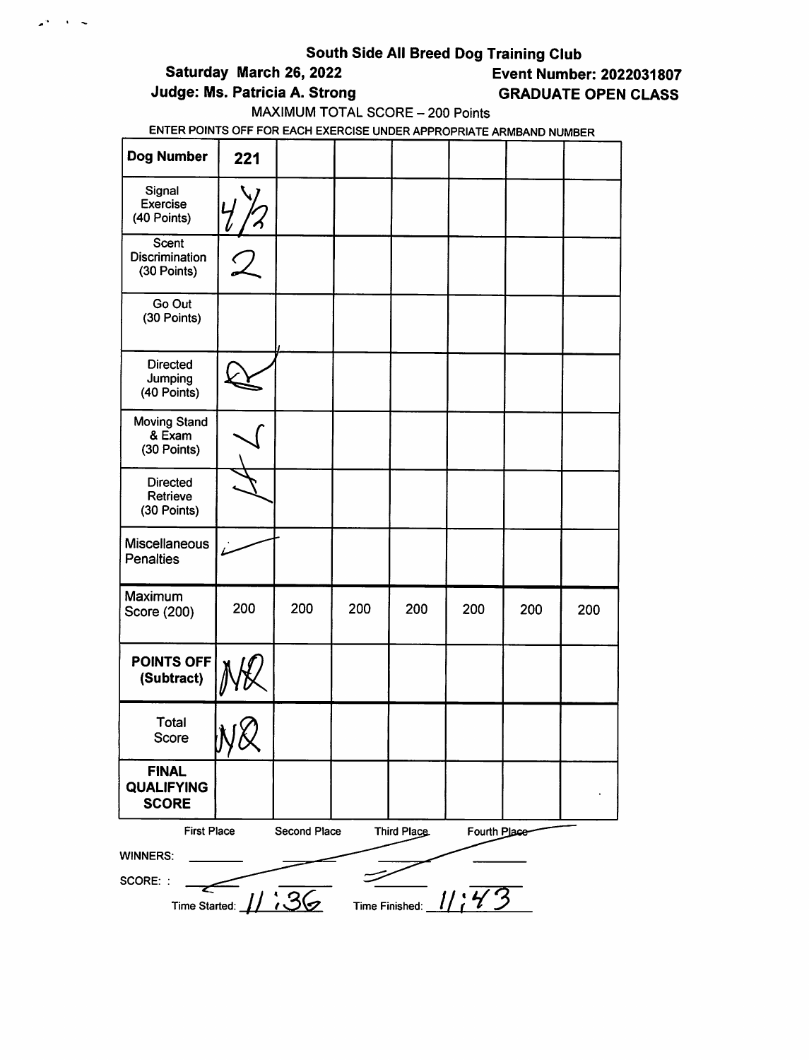**South Side All Breed Dog Training Club**

**Saturday March 26, 2022** **Event Number: 2022031807**

**Judge: Ms. Patricia A. Strong** **GRADUATE OPEN CLASS**

MAXIMUM TOTAL SCORE – 200 Points

ENTER POINTS OFF FOR EACH EXERCISE UNDER APPROPRIATE ARMBAND NUMBER

| **Dog Number** | **221** | | | | | | |
|---|---|---|---|---|---|---|---|
| Signal Exercise (40 Points) | 4 1/2 | | | | | | |
| Scent Discrimination (30 Points) | 2 | | | | | | |
| Go Out (30 Points) | | | | | | | |
| Directed Jumping (40 Points) | Q | | | | | | |
| Moving Stand & Exam (30 Points) | | | | | | | |
| Directed Retrieve (30 Points) | | | | | | | |
| Miscellaneous Penalties | | | | | | | |
| Maximum Score (200) | 200 | 200 | 200 | 200 | 200 | 200 | 200 |
| **POINTS OFF (Subtract)** | NQ | | | | | | |
| Total Score | NQ | | | | | | |
| **FINAL QUALIFYING SCORE** | | | | | | | |

| | First Place | Second Place | Third Place | Fourth Place |
|---|---|---|---|---|
| WINNERS: | | | | |
| SCORE: | | | | |

Time Started: 11:36 Time Finished: 11:43